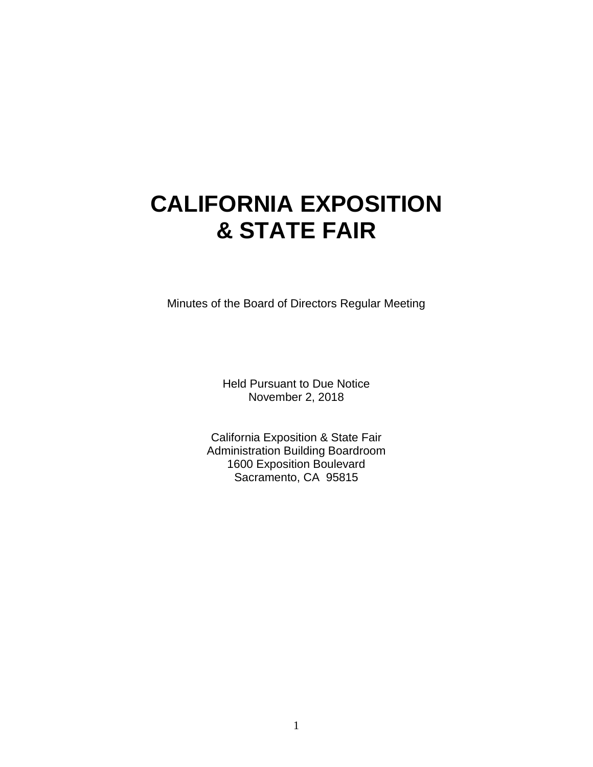# CALIFORNIA EXPOSITION & STATE FAIR

Minutes of the Board of Directors Regular Meeting

Held Pursuant to Due Notice
November 2, 2018

California Exposition & State Fair
Administration Building Boardroom
1600 Exposition Boulevard
Sacramento, CA 95815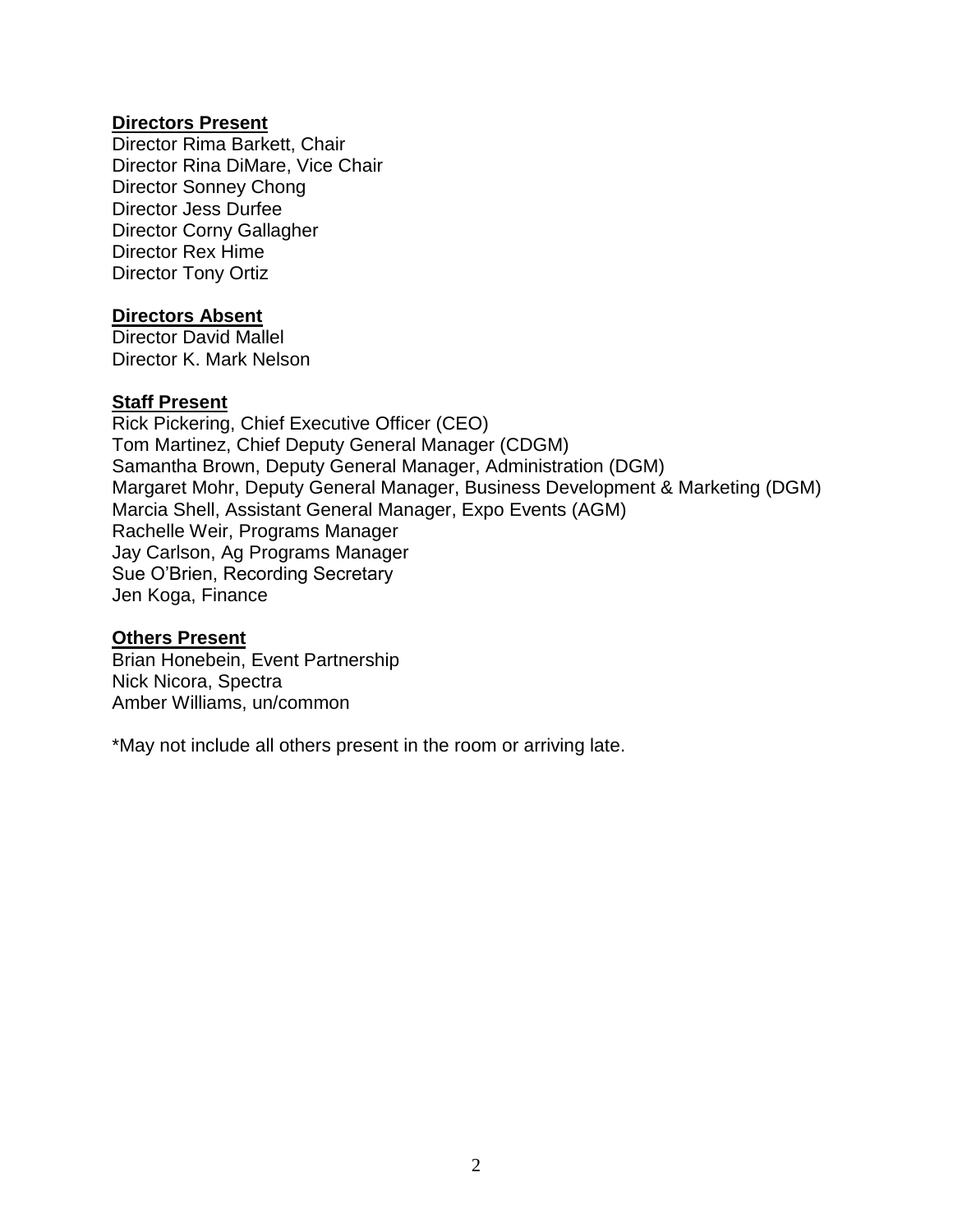**Directors Present**

Director Rima Barkett, Chair
Director Rina DiMare, Vice Chair
Director Sonney Chong
Director Jess Durfee
Director Corny Gallagher
Director Rex Hime
Director Tony Ortiz

**Directors Absent**

Director David Mallel
Director K. Mark Nelson

**Staff Present**

Rick Pickering, Chief Executive Officer (CEO)
Tom Martinez, Chief Deputy General Manager (CDGM)
Samantha Brown, Deputy General Manager, Administration (DGM)
Margaret Mohr, Deputy General Manager, Business Development & Marketing (DGM)
Marcia Shell, Assistant General Manager, Expo Events (AGM)
Rachelle Weir, Programs Manager
Jay Carlson, Ag Programs Manager
Sue O'Brien, Recording Secretary
Jen Koga, Finance

**Others Present**

Brian Honebein, Event Partnership
Nick Nicora, Spectra
Amber Williams, un/common

*May not include all others present in the room or arriving late.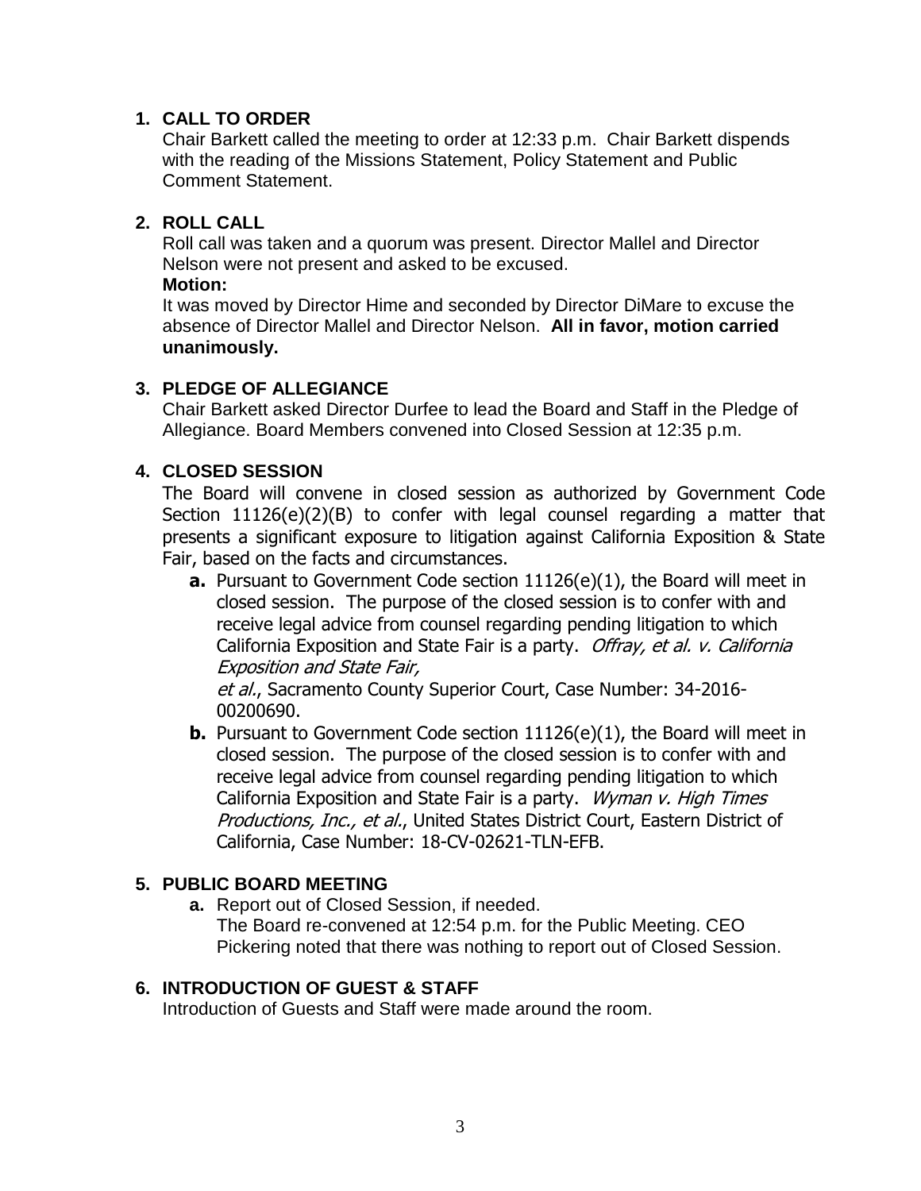## 1. CALL TO ORDER

Chair Barkett called the meeting to order at 12:33 p.m. Chair Barkett dispends with the reading of the Missions Statement, Policy Statement and Public Comment Statement.

## 2. ROLL CALL

Roll call was taken and a quorum was present. Director Mallel and Director Nelson were not present and asked to be excused.

**Motion:**

It was moved by Director Hime and seconded by Director DiMare to excuse the absence of Director Mallel and Director Nelson. **All in favor, motion carried unanimously.**

## 3. PLEDGE OF ALLEGIANCE

Chair Barkett asked Director Durfee to lead the Board and Staff in the Pledge of Allegiance. Board Members convened into Closed Session at 12:35 p.m.

## 4. CLOSED SESSION

The Board will convene in closed session as authorized by Government Code Section 11126(e)(2)(B) to confer with legal counsel regarding a matter that presents a significant exposure to litigation against California Exposition & State Fair, based on the facts and circumstances.

- **a.** Pursuant to Government Code section 11126(e)(1), the Board will meet in closed session. The purpose of the closed session is to confer with and receive legal advice from counsel regarding pending litigation to which California Exposition and State Fair is a party. *Offray, et al. v. California Exposition and State Fair, et al.*, Sacramento County Superior Court, Case Number: 34-2016-00200690.
- **b.** Pursuant to Government Code section 11126(e)(1), the Board will meet in closed session. The purpose of the closed session is to confer with and receive legal advice from counsel regarding pending litigation to which California Exposition and State Fair is a party. *Wyman v. High Times Productions, Inc., et al.*, United States District Court, Eastern District of California, Case Number: 18-CV-02621-TLN-EFB.

## 5. PUBLIC BOARD MEETING

- **a.** Report out of Closed Session, if needed.
  The Board re-convened at 12:54 p.m. for the Public Meeting. CEO Pickering noted that there was nothing to report out of Closed Session.

## 6. INTRODUCTION OF GUEST & STAFF

Introduction of Guests and Staff were made around the room.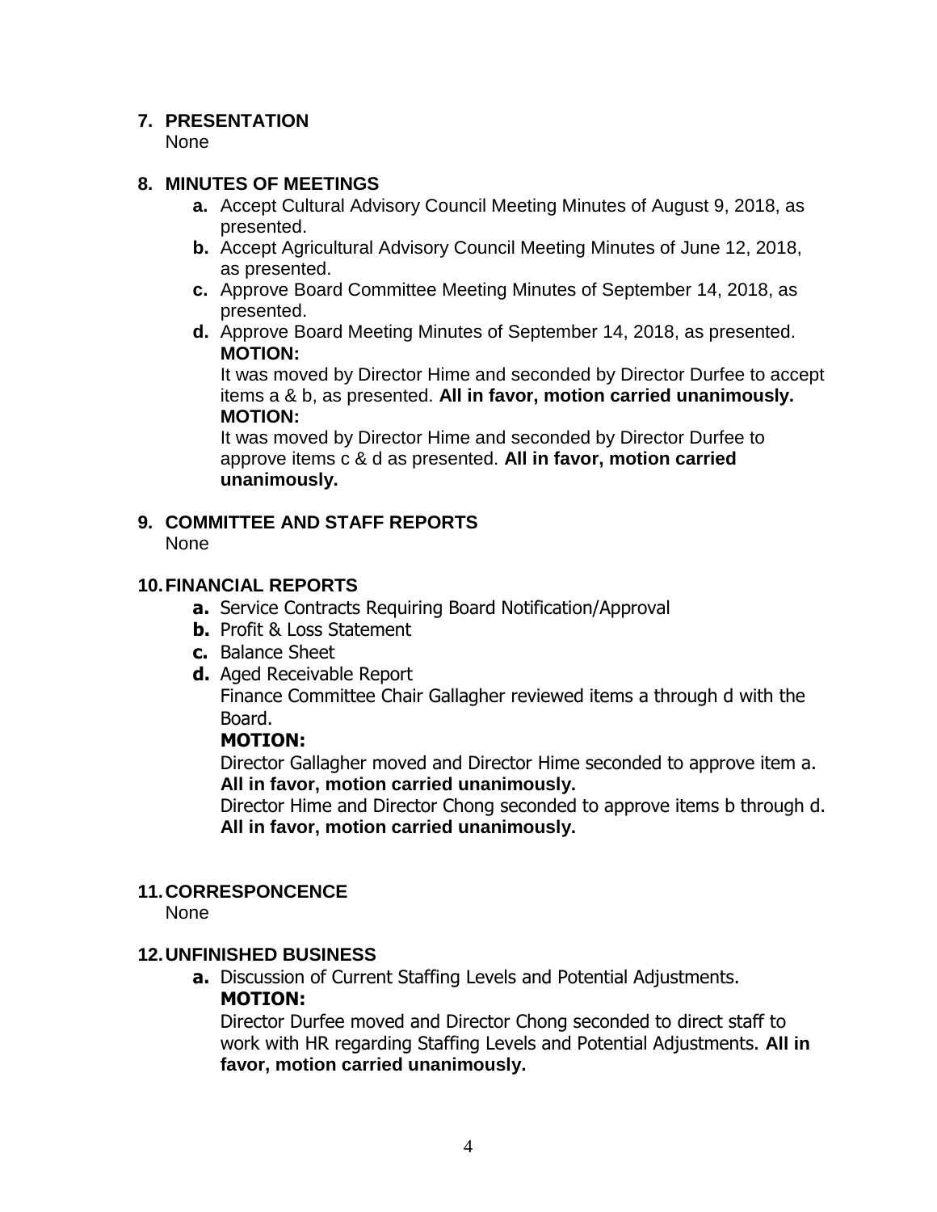**7. PRESENTATION**

None

**8. MINUTES OF MEETINGS**

- **a.** Accept Cultural Advisory Council Meeting Minutes of August 9, 2018, as presented.
- **b.** Accept Agricultural Advisory Council Meeting Minutes of June 12, 2018, as presented.
- **c.** Approve Board Committee Meeting Minutes of September 14, 2018, as presented.
- **d.** Approve Board Meeting Minutes of September 14, 2018, as presented.

  **MOTION:**

  It was moved by Director Hime and seconded by Director Durfee to accept items a & b, as presented. **All in favor, motion carried unanimously.**

  **MOTION:**

  It was moved by Director Hime and seconded by Director Durfee to approve items c & d as presented. **All in favor, motion carried unanimously.**

**9. COMMITTEE AND STAFF REPORTS**

None

**10. FINANCIAL REPORTS**

- **a.** Service Contracts Requiring Board Notification/Approval
- **b.** Profit & Loss Statement
- **c.** Balance Sheet
- **d.** Aged Receivable Report

  Finance Committee Chair Gallagher reviewed items a through d with the Board.

  **MOTION:**

  Director Gallagher moved and Director Hime seconded to approve item a. **All in favor, motion carried unanimously.**

  Director Hime and Director Chong seconded to approve items b through d. **All in favor, motion carried unanimously.**

**11. CORRESPONCENCE**

None

**12. UNFINISHED BUSINESS**

- **a.** Discussion of Current Staffing Levels and Potential Adjustments.

  **MOTION:**

  Director Durfee moved and Director Chong seconded to direct staff to work with HR regarding Staffing Levels and Potential Adjustments. **All in favor, motion carried unanimously.**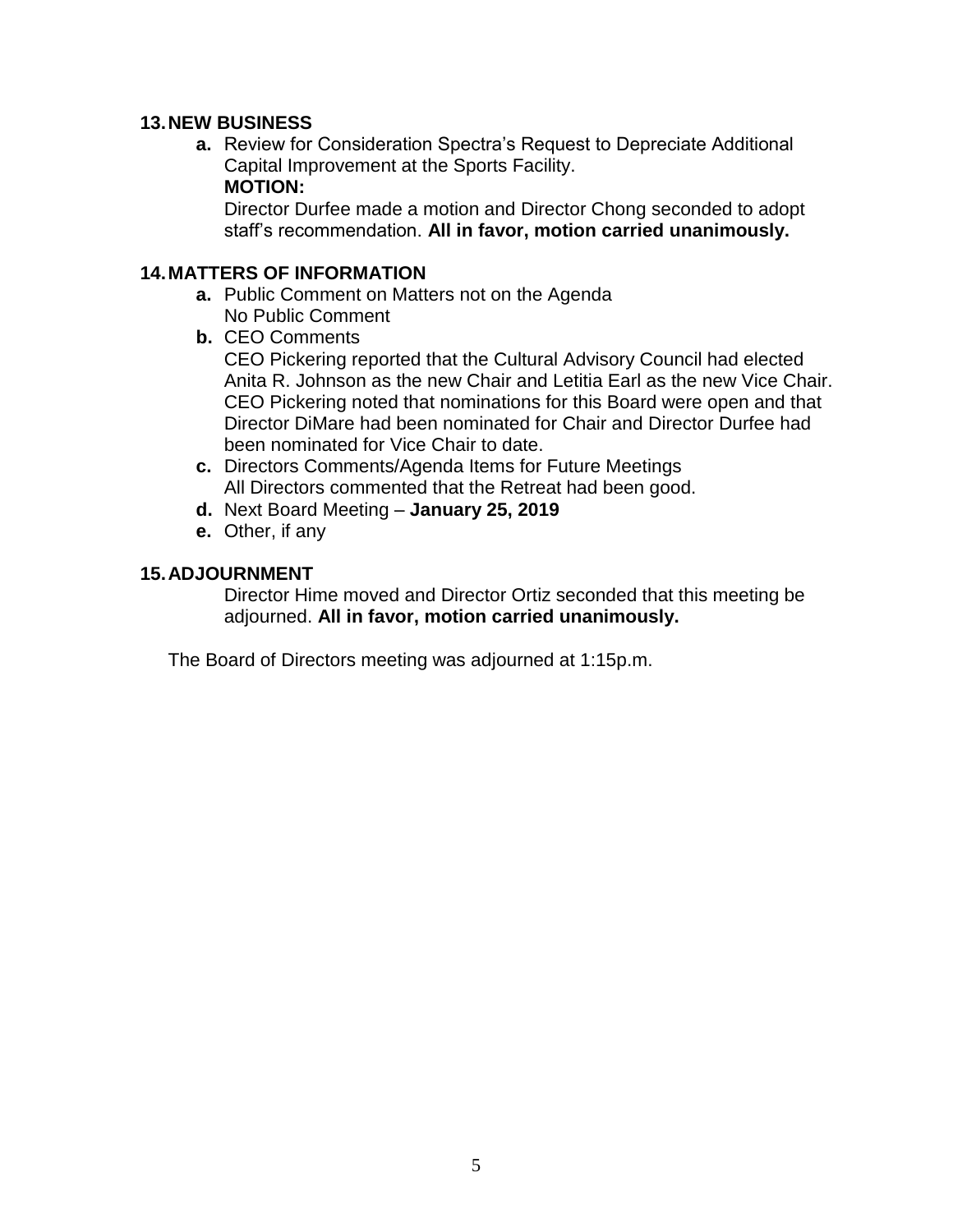## 13. NEW BUSINESS

**a.** Review for Consideration Spectra's Request to Depreciate Additional Capital Improvement at the Sports Facility.
**MOTION:**
Director Durfee made a motion and Director Chong seconded to adopt staff's recommendation. **All in favor, motion carried unanimously.**

## 14. MATTERS OF INFORMATION

**a.** Public Comment on Matters not on the Agenda
No Public Comment

**b.** CEO Comments
CEO Pickering reported that the Cultural Advisory Council had elected Anita R. Johnson as the new Chair and Letitia Earl as the new Vice Chair. CEO Pickering noted that nominations for this Board were open and that Director DiMare had been nominated for Chair and Director Durfee had been nominated for Vice Chair to date.

**c.** Directors Comments/Agenda Items for Future Meetings
All Directors commented that the Retreat had been good.

**d.** Next Board Meeting – **January 25, 2019**

**e.** Other, if any

## 15. ADJOURNMENT

Director Hime moved and Director Ortiz seconded that this meeting be adjourned. **All in favor, motion carried unanimously.**

The Board of Directors meeting was adjourned at 1:15p.m.